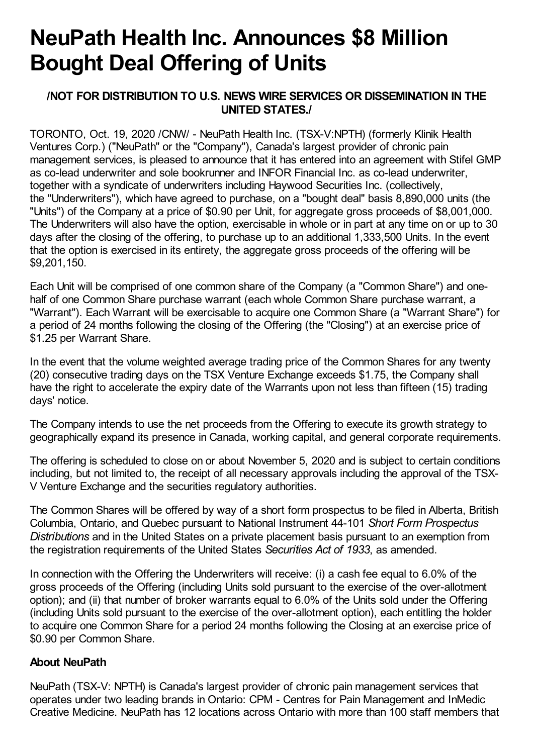# NeuPath Health Inc. Announces $8 Million Bought Deal Offering of Units

### /NOT FOR DISTRIBUTION TO U.S. NEWS WIRE SERVICES OR DISSEMINATION IN THE UNITED STATES./

TORONTO, Oct. 19, 2020 /CNW/ - NeuPath Health Inc. (TSX-V:NPTH) (formerly Klinik Health Ventures Corp.) ("NeuPath" or the "Company"), Canada's largest provider of chronic pain management services, is pleased to announce that it has entered into an agreement with Stifel GMP as co-lead underwriter and sole bookrunner and INFOR Financial Inc. as co-lead underwriter, together with a syndicate of underwriters including Haywood Securities Inc. (collectively, the "Underwriters"), which have agreed to purchase, on a "bought deal" basis 8,890,000 units (the "Units") of the Company at a price of $0.90 per Unit, for aggregate gross proceeds of $8,001,000. The Underwriters will also have the option, exercisable in whole or in part at any time on or up to 30 days after the closing of the offering, to purchase up to an additional 1,333,500 Units. In the event that the option is exercised in its entirety, the aggregate gross proceeds of the offering will be $9,201,150.

Each Unit will be comprised of one common share of the Company (a "Common Share") and one-half of one Common Share purchase warrant (each whole Common Share purchase warrant, a "Warrant"). Each Warrant will be exercisable to acquire one Common Share (a "Warrant Share") for a period of 24 months following the closing of the Offering (the "Closing") at an exercise price of $1.25 per Warrant Share.

In the event that the volume weighted average trading price of the Common Shares for any twenty (20) consecutive trading days on the TSX Venture Exchange exceeds $1.75, the Company shall have the right to accelerate the expiry date of the Warrants upon not less than fifteen (15) trading days' notice.

The Company intends to use the net proceeds from the Offering to execute its growth strategy to geographically expand its presence in Canada, working capital, and general corporate requirements.

The offering is scheduled to close on or about November 5, 2020 and is subject to certain conditions including, but not limited to, the receipt of all necessary approvals including the approval of the TSX-V Venture Exchange and the securities regulatory authorities.

The Common Shares will be offered by way of a short form prospectus to be filed in Alberta, British Columbia, Ontario, and Quebec pursuant to National Instrument 44-101 *Short Form Prospectus Distributions* and in the United States on a private placement basis pursuant to an exemption from the registration requirements of the United States *Securities Act of 1933*, as amended.

In connection with the Offering the Underwriters will receive: (i) a cash fee equal to 6.0% of the gross proceeds of the Offering (including Units sold pursuant to the exercise of the over-allotment option); and (ii) that number of broker warrants equal to 6.0% of the Units sold under the Offering (including Units sold pursuant to the exercise of the over-allotment option), each entitling the holder to acquire one Common Share for a period 24 months following the Closing at an exercise price of $0.90 per Common Share.

### About NeuPath

NeuPath (TSX-V: NPTH) is Canada's largest provider of chronic pain management services that operates under two leading brands in Ontario: CPM - Centres for Pain Management and InMedic Creative Medicine. NeuPath has 12 locations across Ontario with more than 100 staff members that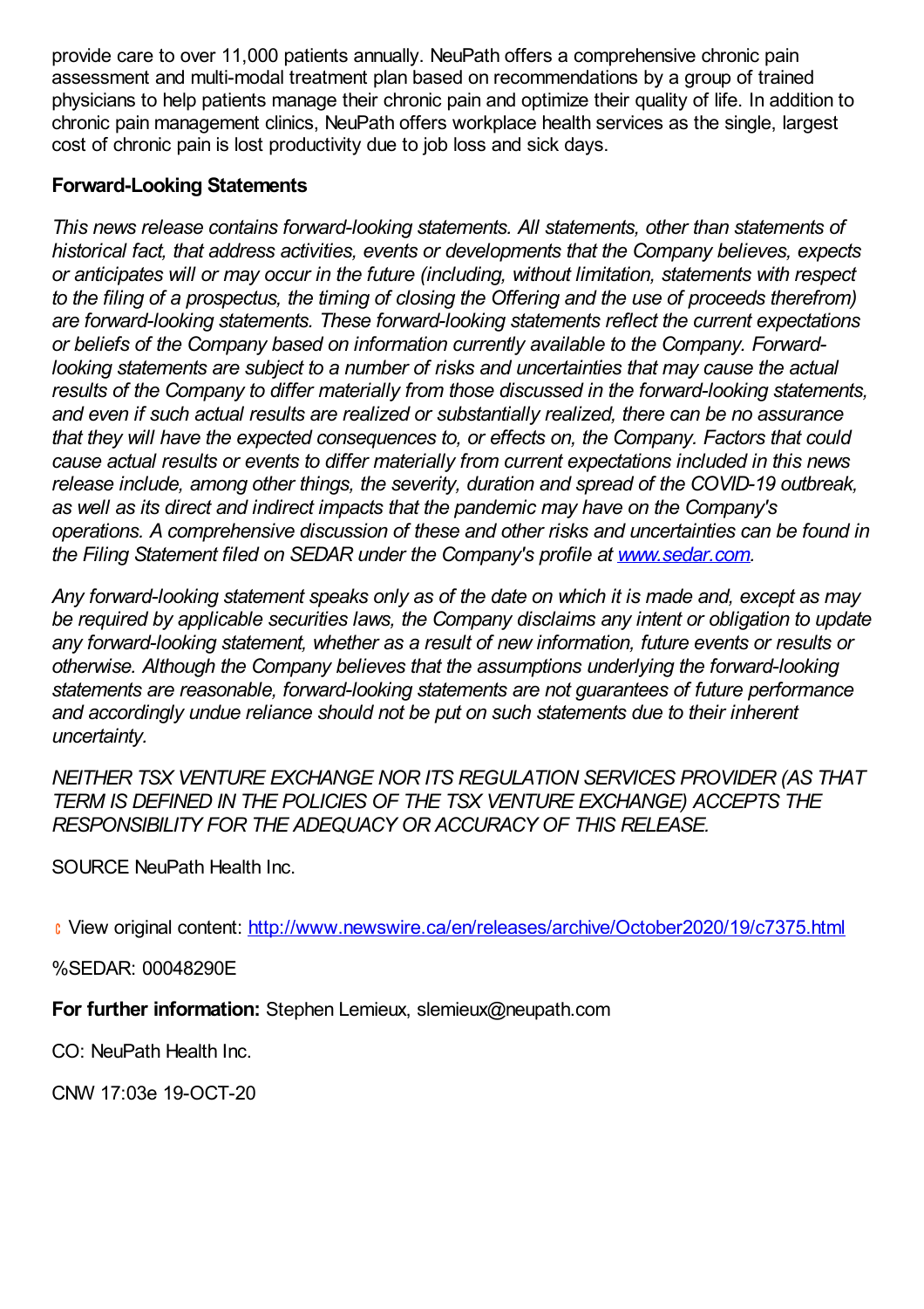provide care to over 11,000 patients annually. NeuPath offers a comprehensive chronic pain assessment and multi-modal treatment plan based on recommendations by a group of trained physicians to help patients manage their chronic pain and optimize their quality of life. In addition to chronic pain management clinics, NeuPath offers workplace health services as the single, largest cost of chronic pain is lost productivity due to job loss and sick days.

**Forward-Looking Statements**

*This news release contains forward-looking statements. All statements, other than statements of historical fact, that address activities, events or developments that the Company believes, expects or anticipates will or may occur in the future (including, without limitation, statements with respect to the filing of a prospectus, the timing of closing the Offering and the use of proceeds therefrom) are forward-looking statements. These forward-looking statements reflect the current expectations or beliefs of the Company based on information currently available to the Company. Forward-looking statements are subject to a number of risks and uncertainties that may cause the actual results of the Company to differ materially from those discussed in the forward-looking statements, and even if such actual results are realized or substantially realized, there can be no assurance that they will have the expected consequences to, or effects on, the Company. Factors that could cause actual results or events to differ materially from current expectations included in this news release include, among other things, the severity, duration and spread of the COVID-19 outbreak, as well as its direct and indirect impacts that the pandemic may have on the Company's operations. A comprehensive discussion of these and other risks and uncertainties can be found in the Filing Statement filed on SEDAR under the Company's profile at www.sedar.com.*

*Any forward-looking statement speaks only as of the date on which it is made and, except as may be required by applicable securities laws, the Company disclaims any intent or obligation to update any forward-looking statement, whether as a result of new information, future events or results or otherwise. Although the Company believes that the assumptions underlying the forward-looking statements are reasonable, forward-looking statements are not guarantees of future performance and accordingly undue reliance should not be put on such statements due to their inherent uncertainty.*

*NEITHER TSX VENTURE EXCHANGE NOR ITS REGULATION SERVICES PROVIDER (AS THAT TERM IS DEFINED IN THE POLICIES OF THE TSX VENTURE EXCHANGE) ACCEPTS THE RESPONSIBILITY FOR THE ADEQUACY OR ACCURACY OF THIS RELEASE.*

SOURCE NeuPath Health Inc.

View original content: http://www.newswire.ca/en/releases/archive/October2020/19/c7375.html

%SEDAR: 00048290E

**For further information:** Stephen Lemieux, slemieux@neupath.com

CO: NeuPath Health Inc.

CNW 17:03e 19-OCT-20